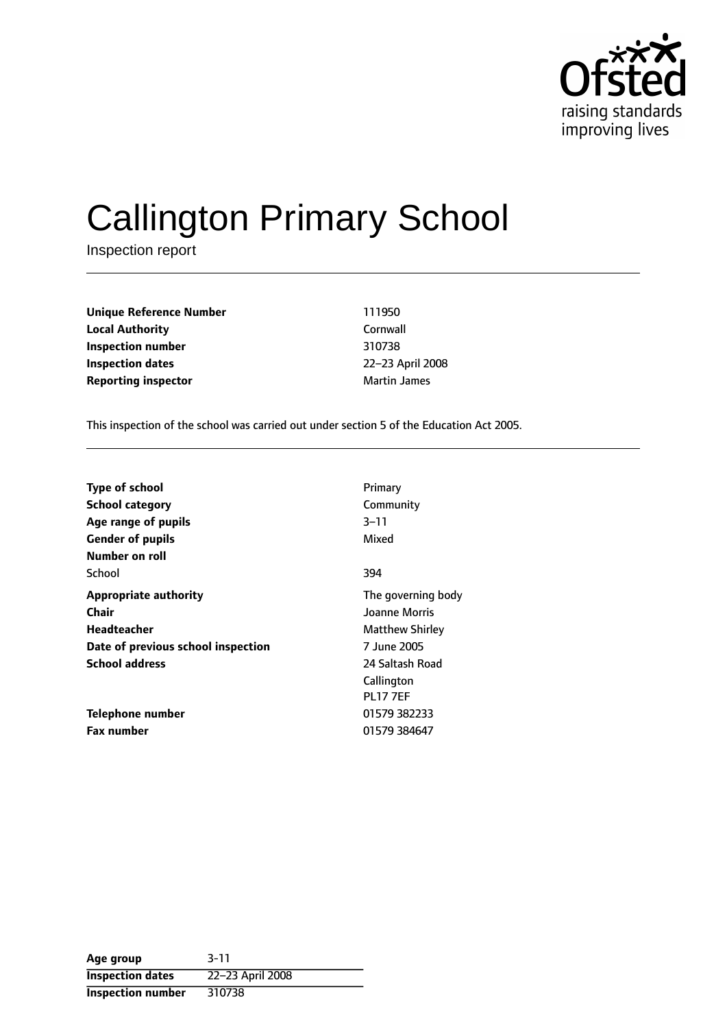# Callington Primary School

Inspection report

| | |
|---|---|
| **Unique Reference Number** | 111950 |
| **Local Authority** | Cornwall |
| **Inspection number** | 310738 |
| **Inspection dates** | 22–23 April 2008 |
| **Reporting inspector** | Martin James |

This inspection of the school was carried out under section 5 of the Education Act 2005.

| | |
|---|---|
| **Type of school** | Primary |
| **School category** | Community |
| **Age range of pupils** | 3–11 |
| **Gender of pupils** | Mixed |
| **Number on roll** | |
| School | 394 |
| **Appropriate authority** | The governing body |
| **Chair** | Joanne Morris |
| **Headteacher** | Matthew Shirley |
| **Date of previous school inspection** | 7 June 2005 |
| **School address** | 24 Saltash Road<br>Callington<br>PL17 7EF |
| **Telephone number** | 01579 382233 |
| **Fax number** | 01579 384647 |

| | |
|---|---|
| **Age group** | 3-11 |
| **Inspection dates** | 22–23 April 2008 |
| **Inspection number** | 310738 |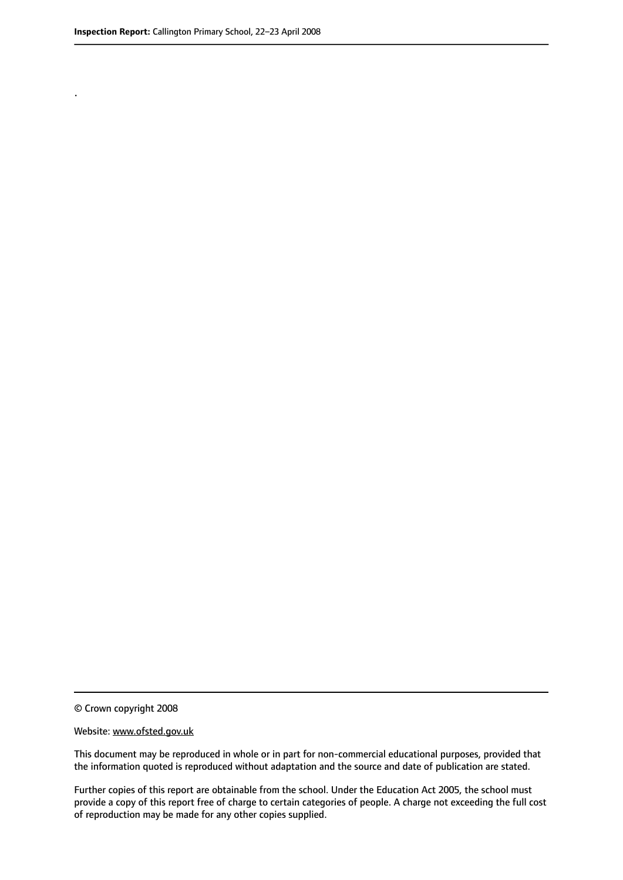.

© Crown copyright 2008

Website: www.ofsted.gov.uk

This document may be reproduced in whole or in part for non-commercial educational purposes, provided that the information quoted is reproduced without adaptation and the source and date of publication are stated.

Further copies of this report are obtainable from the school. Under the Education Act 2005, the school must provide a copy of this report free of charge to certain categories of people. A charge not exceeding the full cost of reproduction may be made for any other copies supplied.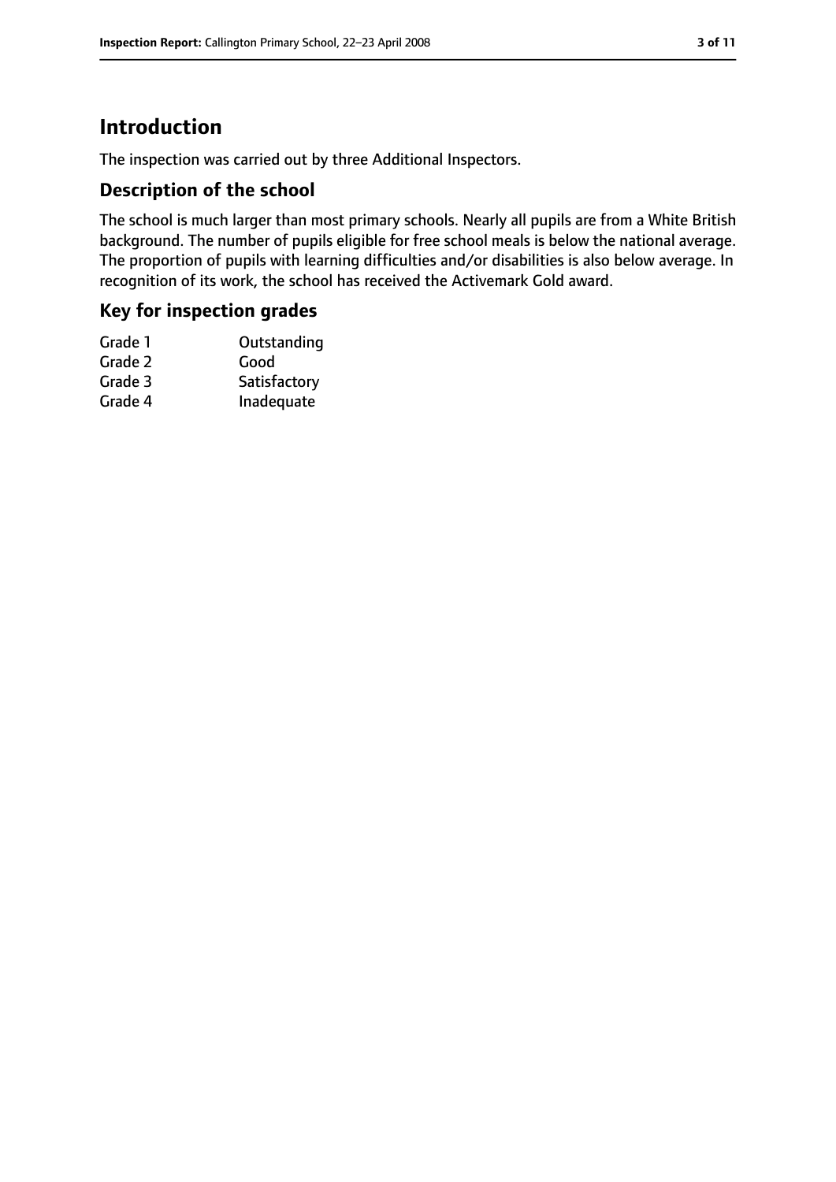# Introduction

The inspection was carried out by three Additional Inspectors.

## Description of the school

The school is much larger than most primary schools. Nearly all pupils are from a White British background. The number of pupils eligible for free school meals is below the national average. The proportion of pupils with learning difficulties and/or disabilities is also below average. In recognition of its work, the school has received the Activemark Gold award.

## Key for inspection grades

| | |
|---|---|
| Grade 1 | Outstanding |
| Grade 2 | Good |
| Grade 3 | Satisfactory |
| Grade 4 | Inadequate |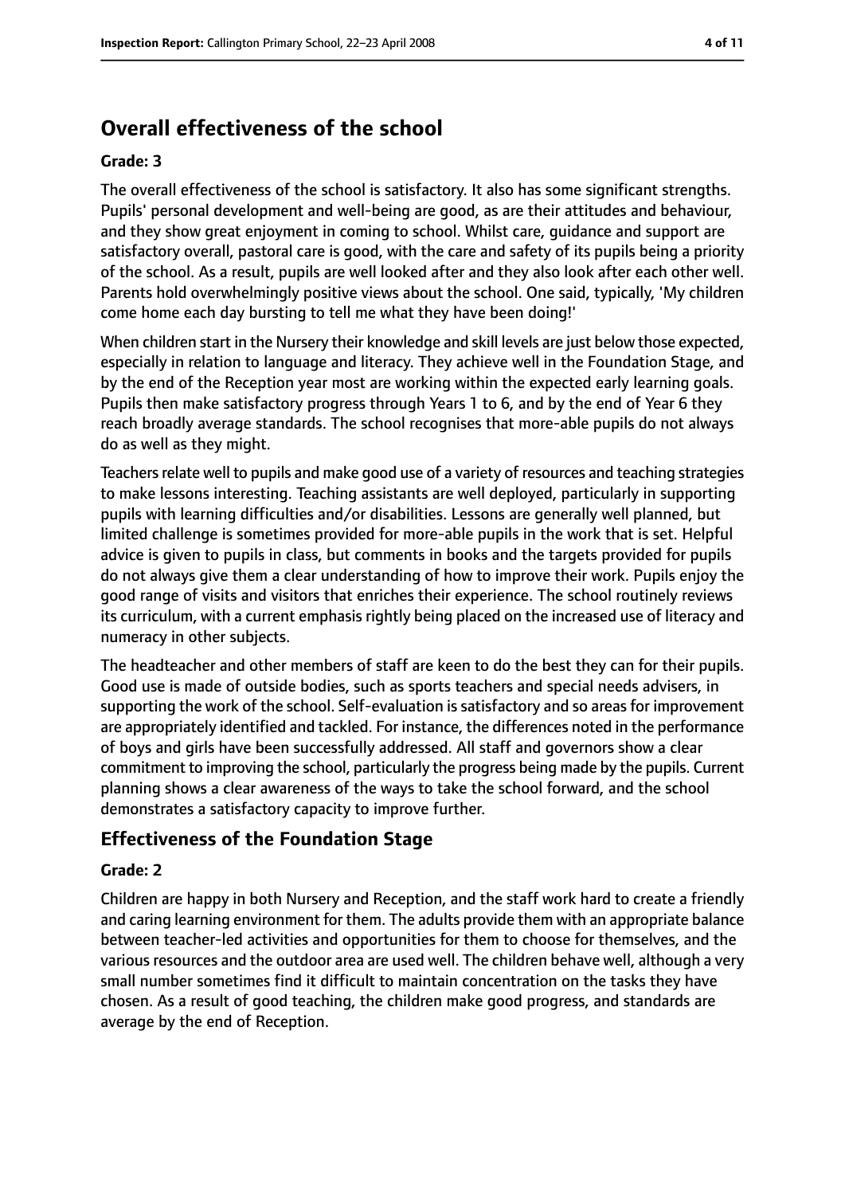# Overall effectiveness of the school

**Grade: 3**

The overall effectiveness of the school is satisfactory. It also has some significant strengths. Pupils' personal development and well-being are good, as are their attitudes and behaviour, and they show great enjoyment in coming to school. Whilst care, guidance and support are satisfactory overall, pastoral care is good, with the care and safety of its pupils being a priority of the school. As a result, pupils are well looked after and they also look after each other well. Parents hold overwhelmingly positive views about the school. One said, typically, 'My children come home each day bursting to tell me what they have been doing!'

When children start in the Nursery their knowledge and skill levels are just below those expected, especially in relation to language and literacy. They achieve well in the Foundation Stage, and by the end of the Reception year most are working within the expected early learning goals. Pupils then make satisfactory progress through Years 1 to 6, and by the end of Year 6 they reach broadly average standards. The school recognises that more-able pupils do not always do as well as they might.

Teachers relate well to pupils and make good use of a variety of resources and teaching strategies to make lessons interesting. Teaching assistants are well deployed, particularly in supporting pupils with learning difficulties and/or disabilities. Lessons are generally well planned, but limited challenge is sometimes provided for more-able pupils in the work that is set. Helpful advice is given to pupils in class, but comments in books and the targets provided for pupils do not always give them a clear understanding of how to improve their work. Pupils enjoy the good range of visits and visitors that enriches their experience. The school routinely reviews its curriculum, with a current emphasis rightly being placed on the increased use of literacy and numeracy in other subjects.

The headteacher and other members of staff are keen to do the best they can for their pupils. Good use is made of outside bodies, such as sports teachers and special needs advisers, in supporting the work of the school. Self-evaluation is satisfactory and so areas for improvement are appropriately identified and tackled. For instance, the differences noted in the performance of boys and girls have been successfully addressed. All staff and governors show a clear commitment to improving the school, particularly the progress being made by the pupils. Current planning shows a clear awareness of the ways to take the school forward, and the school demonstrates a satisfactory capacity to improve further.

## Effectiveness of the Foundation Stage

**Grade: 2**

Children are happy in both Nursery and Reception, and the staff work hard to create a friendly and caring learning environment for them. The adults provide them with an appropriate balance between teacher-led activities and opportunities for them to choose for themselves, and the various resources and the outdoor area are used well. The children behave well, although a very small number sometimes find it difficult to maintain concentration on the tasks they have chosen. As a result of good teaching, the children make good progress, and standards are average by the end of Reception.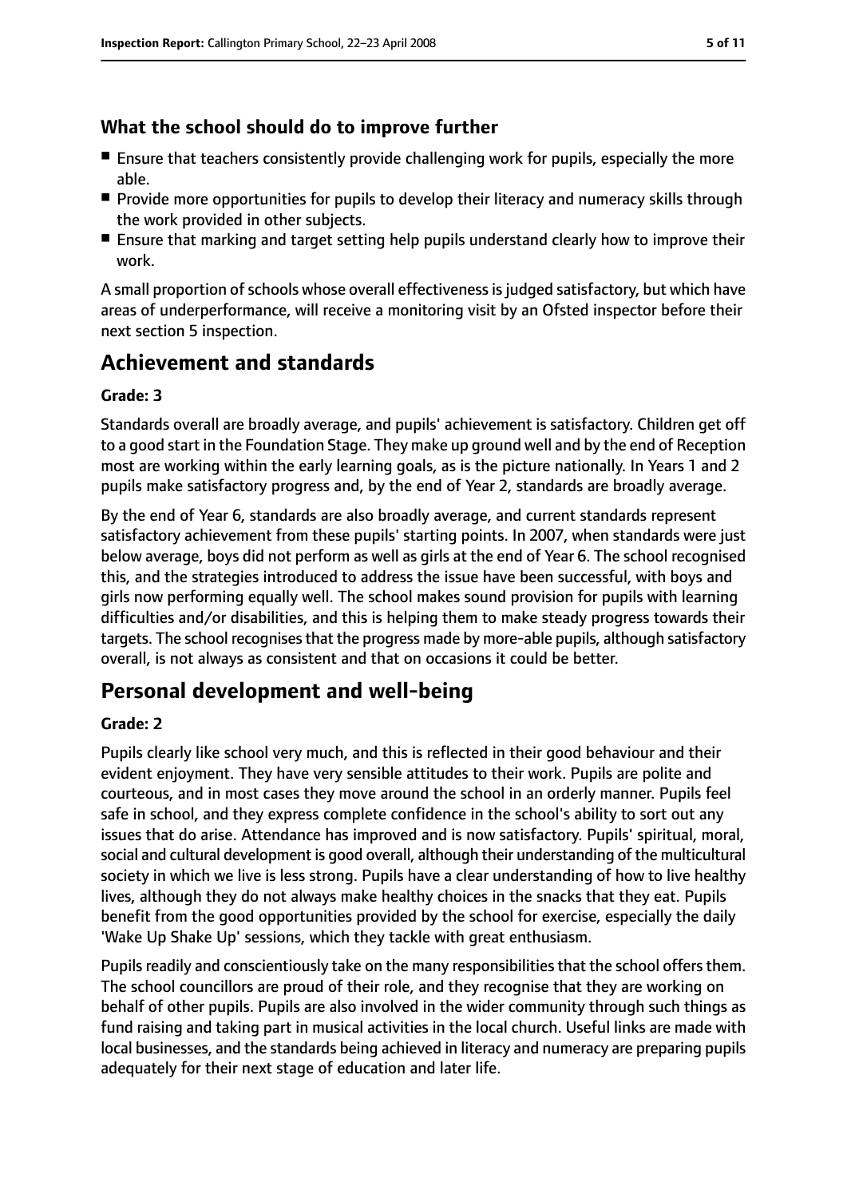### What the school should do to improve further

- Ensure that teachers consistently provide challenging work for pupils, especially the more able.
- Provide more opportunities for pupils to develop their literacy and numeracy skills through the work provided in other subjects.
- Ensure that marking and target setting help pupils understand clearly how to improve their work.

A small proportion of schools whose overall effectiveness is judged satisfactory, but which have areas of underperformance, will receive a monitoring visit by an Ofsted inspector before their next section 5 inspection.

## Achievement and standards

**Grade: 3**

Standards overall are broadly average, and pupils' achievement is satisfactory. Children get off to a good start in the Foundation Stage. They make up ground well and by the end of Reception most are working within the early learning goals, as is the picture nationally. In Years 1 and 2 pupils make satisfactory progress and, by the end of Year 2, standards are broadly average.

By the end of Year 6, standards are also broadly average, and current standards represent satisfactory achievement from these pupils' starting points. In 2007, when standards were just below average, boys did not perform as well as girls at the end of Year 6. The school recognised this, and the strategies introduced to address the issue have been successful, with boys and girls now performing equally well. The school makes sound provision for pupils with learning difficulties and/or disabilities, and this is helping them to make steady progress towards their targets. The school recognises that the progress made by more-able pupils, although satisfactory overall, is not always as consistent and that on occasions it could be better.

## Personal development and well-being

**Grade: 2**

Pupils clearly like school very much, and this is reflected in their good behaviour and their evident enjoyment. They have very sensible attitudes to their work. Pupils are polite and courteous, and in most cases they move around the school in an orderly manner. Pupils feel safe in school, and they express complete confidence in the school's ability to sort out any issues that do arise. Attendance has improved and is now satisfactory. Pupils' spiritual, moral, social and cultural development is good overall, although their understanding of the multicultural society in which we live is less strong. Pupils have a clear understanding of how to live healthy lives, although they do not always make healthy choices in the snacks that they eat. Pupils benefit from the good opportunities provided by the school for exercise, especially the daily 'Wake Up Shake Up' sessions, which they tackle with great enthusiasm.

Pupils readily and conscientiously take on the many responsibilities that the school offers them. The school councillors are proud of their role, and they recognise that they are working on behalf of other pupils. Pupils are also involved in the wider community through such things as fund raising and taking part in musical activities in the local church. Useful links are made with local businesses, and the standards being achieved in literacy and numeracy are preparing pupils adequately for their next stage of education and later life.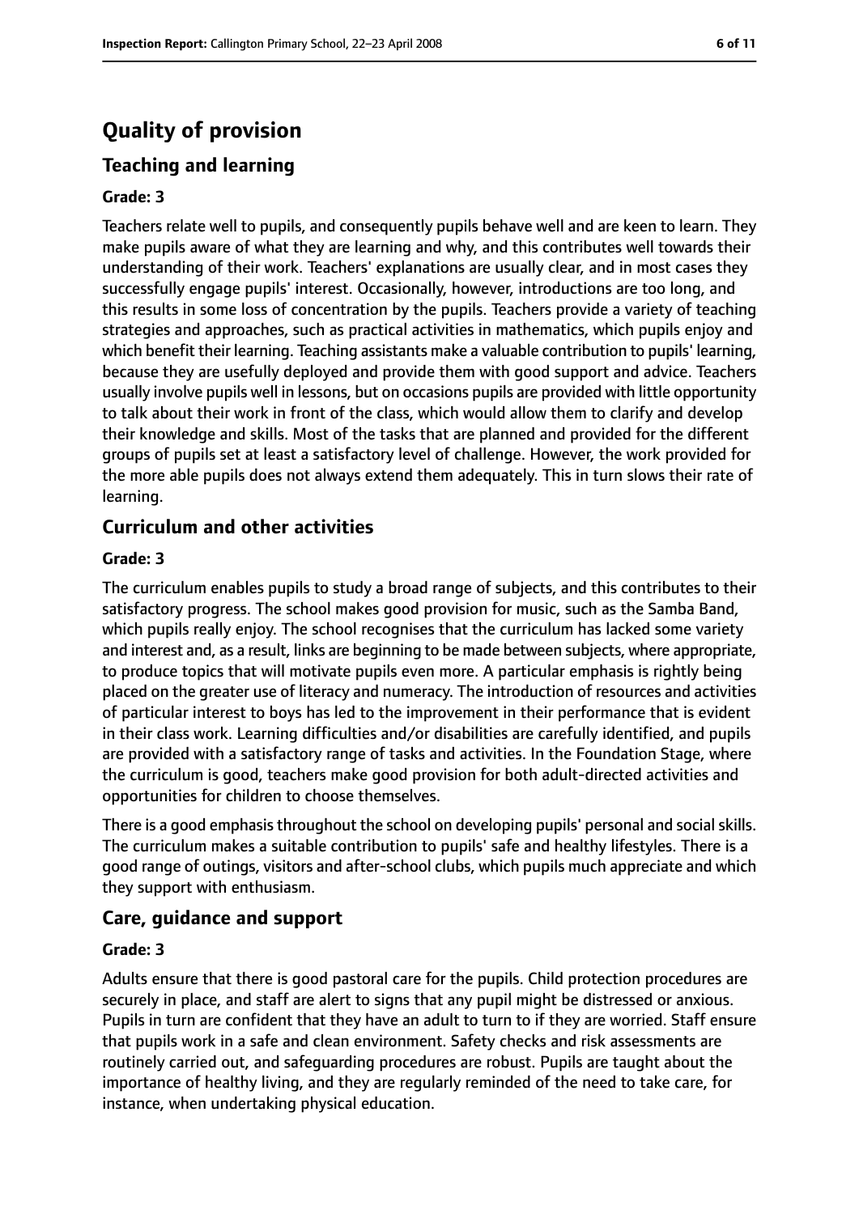# Quality of provision

## Teaching and learning

### Grade: 3

Teachers relate well to pupils, and consequently pupils behave well and are keen to learn. They make pupils aware of what they are learning and why, and this contributes well towards their understanding of their work. Teachers' explanations are usually clear, and in most cases they successfully engage pupils' interest. Occasionally, however, introductions are too long, and this results in some loss of concentration by the pupils. Teachers provide a variety of teaching strategies and approaches, such as practical activities in mathematics, which pupils enjoy and which benefit their learning. Teaching assistants make a valuable contribution to pupils' learning, because they are usefully deployed and provide them with good support and advice. Teachers usually involve pupils well in lessons, but on occasions pupils are provided with little opportunity to talk about their work in front of the class, which would allow them to clarify and develop their knowledge and skills. Most of the tasks that are planned and provided for the different groups of pupils set at least a satisfactory level of challenge. However, the work provided for the more able pupils does not always extend them adequately. This in turn slows their rate of learning.

## Curriculum and other activities

### Grade: 3

The curriculum enables pupils to study a broad range of subjects, and this contributes to their satisfactory progress. The school makes good provision for music, such as the Samba Band, which pupils really enjoy. The school recognises that the curriculum has lacked some variety and interest and, as a result, links are beginning to be made between subjects, where appropriate, to produce topics that will motivate pupils even more. A particular emphasis is rightly being placed on the greater use of literacy and numeracy. The introduction of resources and activities of particular interest to boys has led to the improvement in their performance that is evident in their class work. Learning difficulties and/or disabilities are carefully identified, and pupils are provided with a satisfactory range of tasks and activities. In the Foundation Stage, where the curriculum is good, teachers make good provision for both adult-directed activities and opportunities for children to choose themselves.

There is a good emphasis throughout the school on developing pupils' personal and social skills. The curriculum makes a suitable contribution to pupils' safe and healthy lifestyles. There is a good range of outings, visitors and after-school clubs, which pupils much appreciate and which they support with enthusiasm.

## Care, guidance and support

### Grade: 3

Adults ensure that there is good pastoral care for the pupils. Child protection procedures are securely in place, and staff are alert to signs that any pupil might be distressed or anxious. Pupils in turn are confident that they have an adult to turn to if they are worried. Staff ensure that pupils work in a safe and clean environment. Safety checks and risk assessments are routinely carried out, and safeguarding procedures are robust. Pupils are taught about the importance of healthy living, and they are regularly reminded of the need to take care, for instance, when undertaking physical education.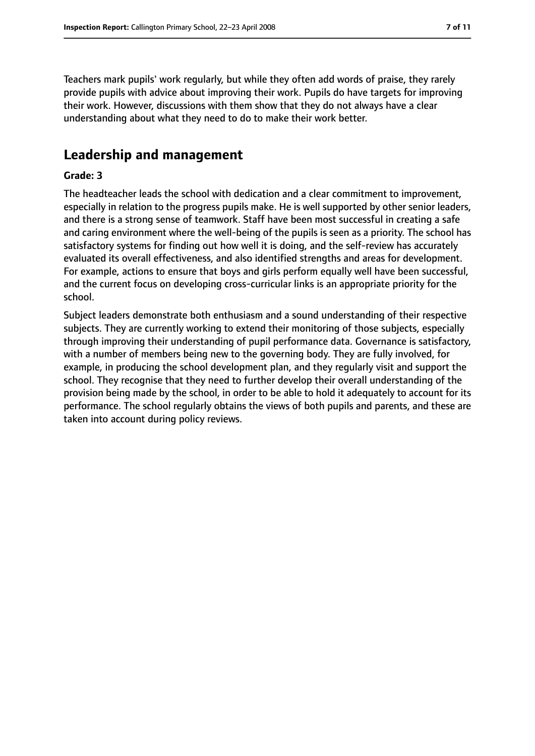Teachers mark pupils' work regularly, but while they often add words of praise, they rarely provide pupils with advice about improving their work. Pupils do have targets for improving their work. However, discussions with them show that they do not always have a clear understanding about what they need to do to make their work better.

## Leadership and management

**Grade: 3**

The headteacher leads the school with dedication and a clear commitment to improvement, especially in relation to the progress pupils make. He is well supported by other senior leaders, and there is a strong sense of teamwork. Staff have been most successful in creating a safe and caring environment where the well-being of the pupils is seen as a priority. The school has satisfactory systems for finding out how well it is doing, and the self-review has accurately evaluated its overall effectiveness, and also identified strengths and areas for development. For example, actions to ensure that boys and girls perform equally well have been successful, and the current focus on developing cross-curricular links is an appropriate priority for the school.

Subject leaders demonstrate both enthusiasm and a sound understanding of their respective subjects. They are currently working to extend their monitoring of those subjects, especially through improving their understanding of pupil performance data. Governance is satisfactory, with a number of members being new to the governing body. They are fully involved, for example, in producing the school development plan, and they regularly visit and support the school. They recognise that they need to further develop their overall understanding of the provision being made by the school, in order to be able to hold it adequately to account for its performance. The school regularly obtains the views of both pupils and parents, and these are taken into account during policy reviews.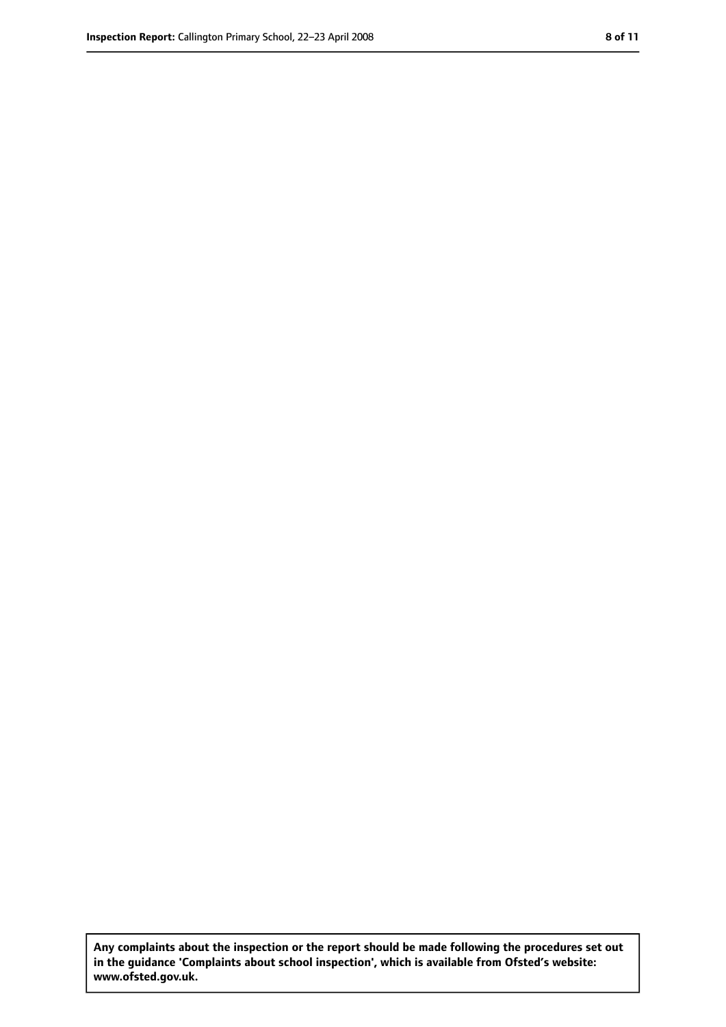**Any complaints about the inspection or the report should be made following the procedures set out in the guidance 'Complaints about school inspection', which is available from Ofsted's website: www.ofsted.gov.uk.**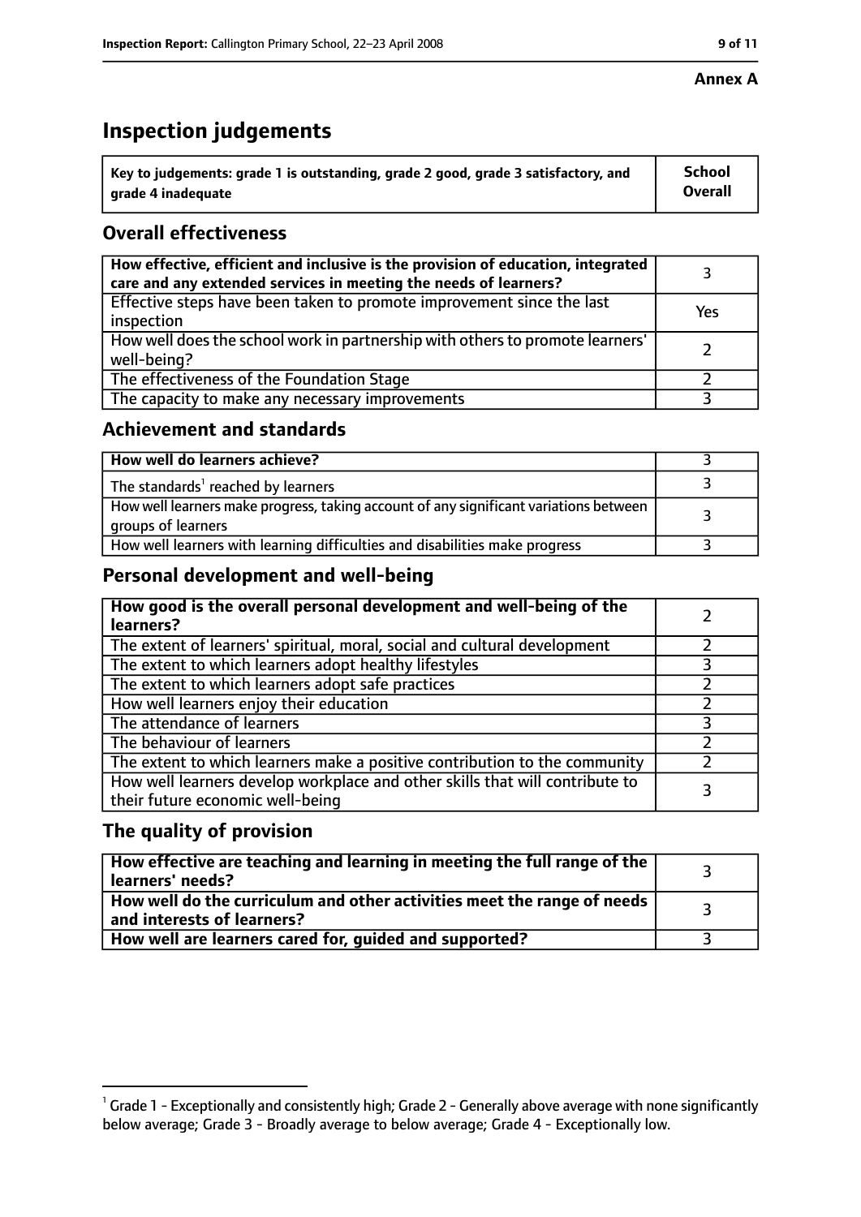**Annex A**

# Inspection judgements

| Key to judgements: grade 1 is outstanding, grade 2 good, grade 3 satisfactory, and grade 4 inadequate | School Overall |
|---|---|

## Overall effectiveness

| | |
|---|---|
| **How effective, efficient and inclusive is the provision of education, integrated care and any extended services in meeting the needs of learners?** | 3 |
| Effective steps have been taken to promote improvement since the last inspection | Yes |
| How well does the school work in partnership with others to promote learners' well-being? | 2 |
| The effectiveness of the Foundation Stage | 2 |
| The capacity to make any necessary improvements | 3 |

## Achievement and standards

| | |
|---|---|
| **How well do learners achieve?** | 3 |
| The standards[1] reached by learners | 3 |
| How well learners make progress, taking account of any significant variations between groups of learners | 3 |
| How well learners with learning difficulties and disabilities make progress | 3 |

## Personal development and well-being

| | |
|---|---|
| **How good is the overall personal development and well-being of the learners?** | 2 |
| The extent of learners' spiritual, moral, social and cultural development | 2 |
| The extent to which learners adopt healthy lifestyles | 3 |
| The extent to which learners adopt safe practices | 2 |
| How well learners enjoy their education | 2 |
| The attendance of learners | 3 |
| The behaviour of learners | 2 |
| The extent to which learners make a positive contribution to the community | 2 |
| How well learners develop workplace and other skills that will contribute to their future economic well-being | 3 |

## The quality of provision

| | |
|---|---|
| **How effective are teaching and learning in meeting the full range of the learners' needs?** | 3 |
| **How well do the curriculum and other activities meet the range of needs and interests of learners?** | 3 |
| **How well are learners cared for, guided and supported?** | 3 |

[1] Grade 1 - Exceptionally and consistently high; Grade 2 - Generally above average with none significantly below average; Grade 3 - Broadly average to below average; Grade 4 - Exceptionally low.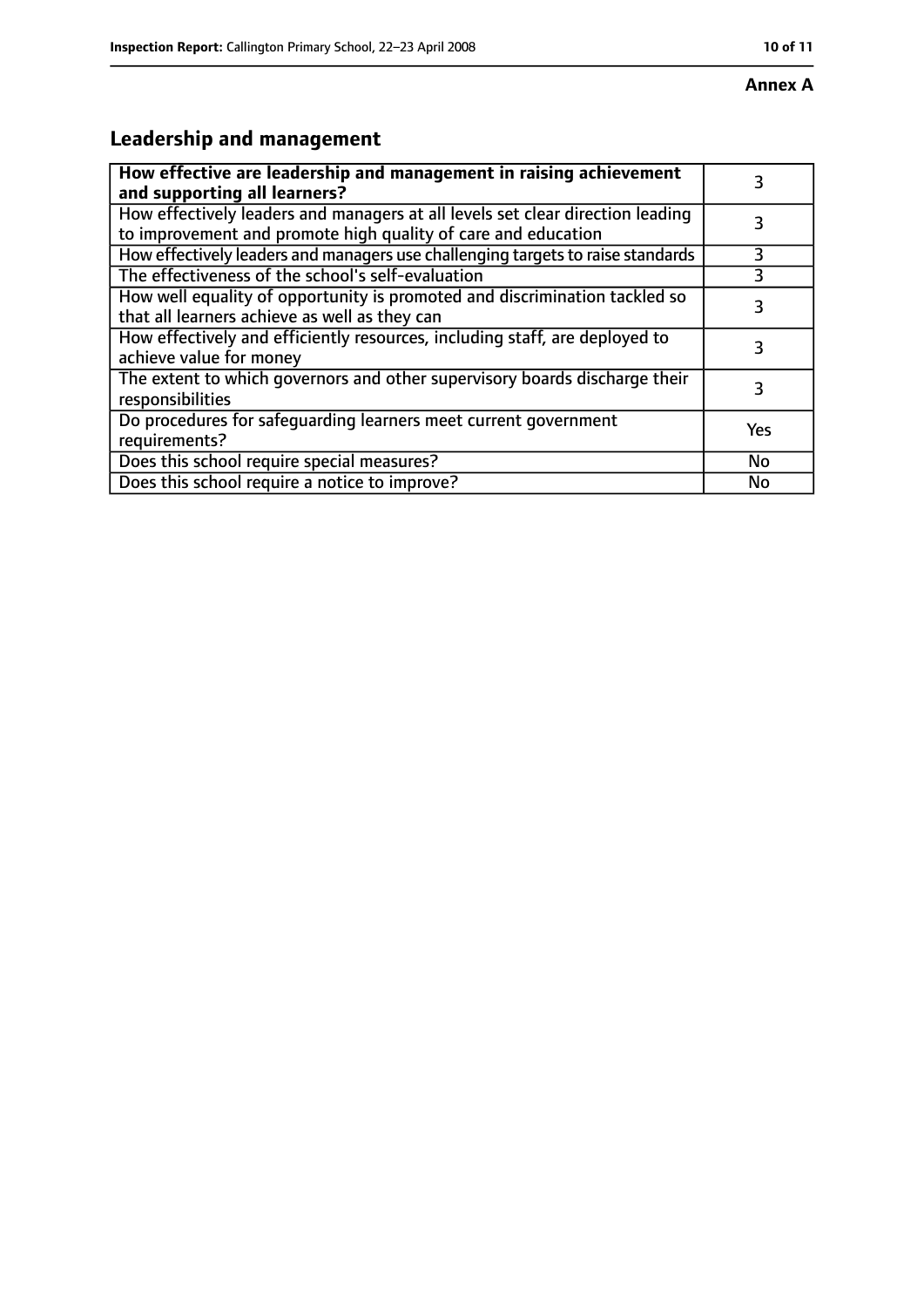**Annex A**

## Leadership and management

| **How effective are leadership and management in raising achievement and supporting all learners?** | 3 |
|---|---|
| How effectively leaders and managers at all levels set clear direction leading to improvement and promote high quality of care and education | 3 |
| How effectively leaders and managers use challenging targets to raise standards | 3 |
| The effectiveness of the school's self-evaluation | 3 |
| How well equality of opportunity is promoted and discrimination tackled so that all learners achieve as well as they can | 3 |
| How effectively and efficiently resources, including staff, are deployed to achieve value for money | 3 |
| The extent to which governors and other supervisory boards discharge their responsibilities | 3 |
| Do procedures for safeguarding learners meet current government requirements? | Yes |
| Does this school require special measures? | No |
| Does this school require a notice to improve? | No |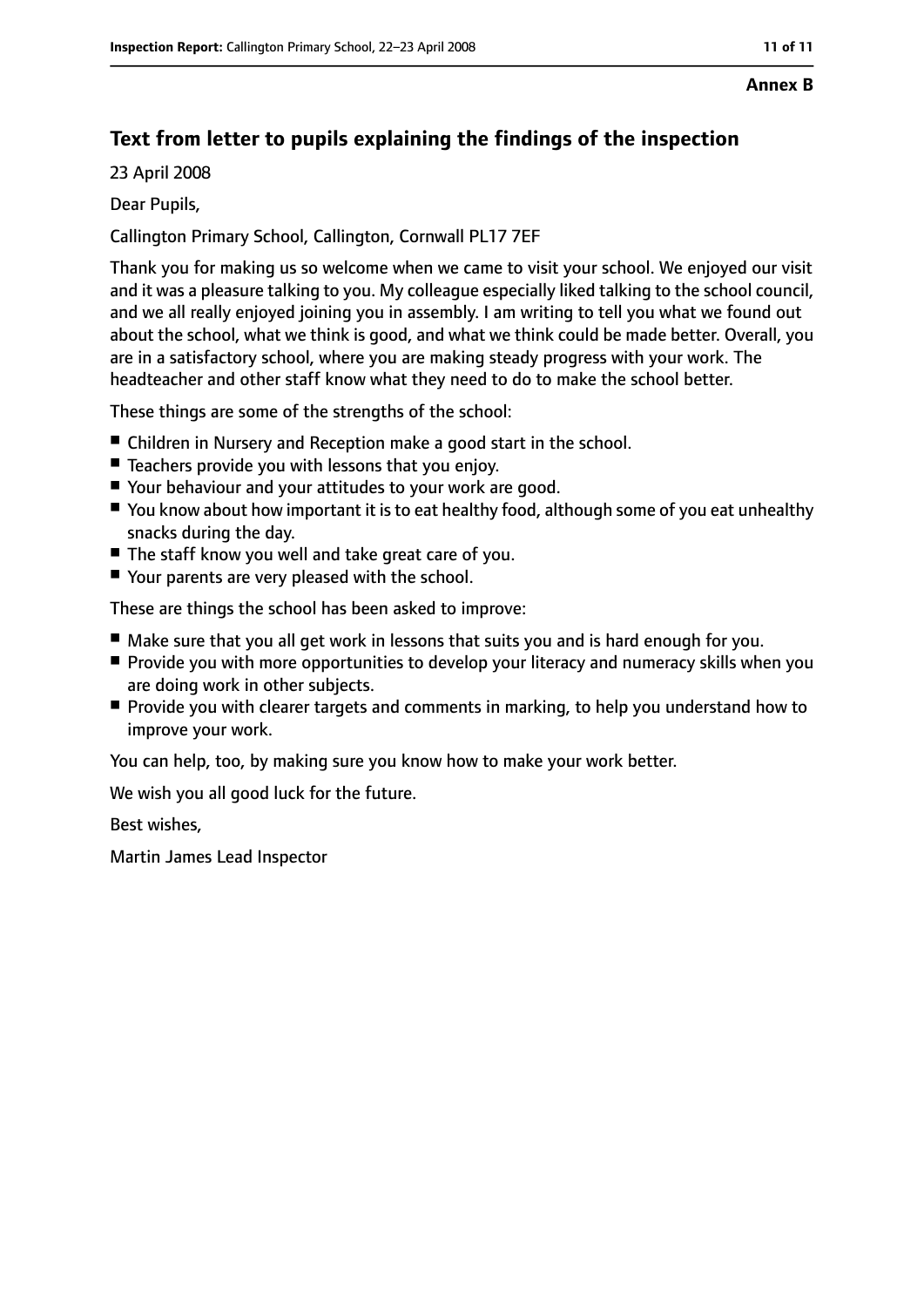**Annex B**

## Text from letter to pupils explaining the findings of the inspection

23 April 2008

Dear Pupils,

Callington Primary School, Callington, Cornwall PL17 7EF

Thank you for making us so welcome when we came to visit your school. We enjoyed our visit and it was a pleasure talking to you. My colleague especially liked talking to the school council, and we all really enjoyed joining you in assembly. I am writing to tell you what we found out about the school, what we think is good, and what we think could be made better. Overall, you are in a satisfactory school, where you are making steady progress with your work. The headteacher and other staff know what they need to do to make the school better.

These things are some of the strengths of the school:

- Children in Nursery and Reception make a good start in the school.
- Teachers provide you with lessons that you enjoy.
- Your behaviour and your attitudes to your work are good.
- You know about how important it is to eat healthy food, although some of you eat unhealthy snacks during the day.
- The staff know you well and take great care of you.
- Your parents are very pleased with the school.

These are things the school has been asked to improve:

- Make sure that you all get work in lessons that suits you and is hard enough for you.
- Provide you with more opportunities to develop your literacy and numeracy skills when you are doing work in other subjects.
- Provide you with clearer targets and comments in marking, to help you understand how to improve your work.

You can help, too, by making sure you know how to make your work better.

We wish you all good luck for the future.

Best wishes,

Martin James Lead Inspector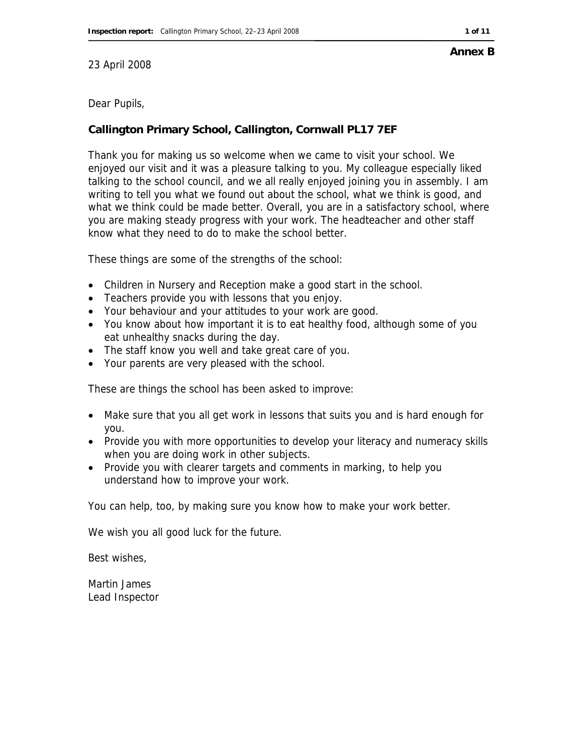**Annex B**

23 April 2008

Dear Pupils,

**Callington Primary School, Callington, Cornwall PL17 7EF**

Thank you for making us so welcome when we came to visit your school. We enjoyed our visit and it was a pleasure talking to you. My colleague especially liked talking to the school council, and we all really enjoyed joining you in assembly. I am writing to tell you what we found out about the school, what we think is good, and what we think could be made better. Overall, you are in a satisfactory school, where you are making steady progress with your work. The headteacher and other staff know what they need to do to make the school better.

These things are some of the strengths of the school:

- Children in Nursery and Reception make a good start in the school.
- Teachers provide you with lessons that you enjoy.
- Your behaviour and your attitudes to your work are good.
- You know about how important it is to eat healthy food, although some of you eat unhealthy snacks during the day.
- The staff know you well and take great care of you.
- Your parents are very pleased with the school.

These are things the school has been asked to improve:

- Make sure that you all get work in lessons that suits you and is hard enough for you.
- Provide you with more opportunities to develop your literacy and numeracy skills when you are doing work in other subjects.
- Provide you with clearer targets and comments in marking, to help you understand how to improve your work.

You can help, too, by making sure you know how to make your work better.

We wish you all good luck for the future.

Best wishes,

Martin James
Lead Inspector